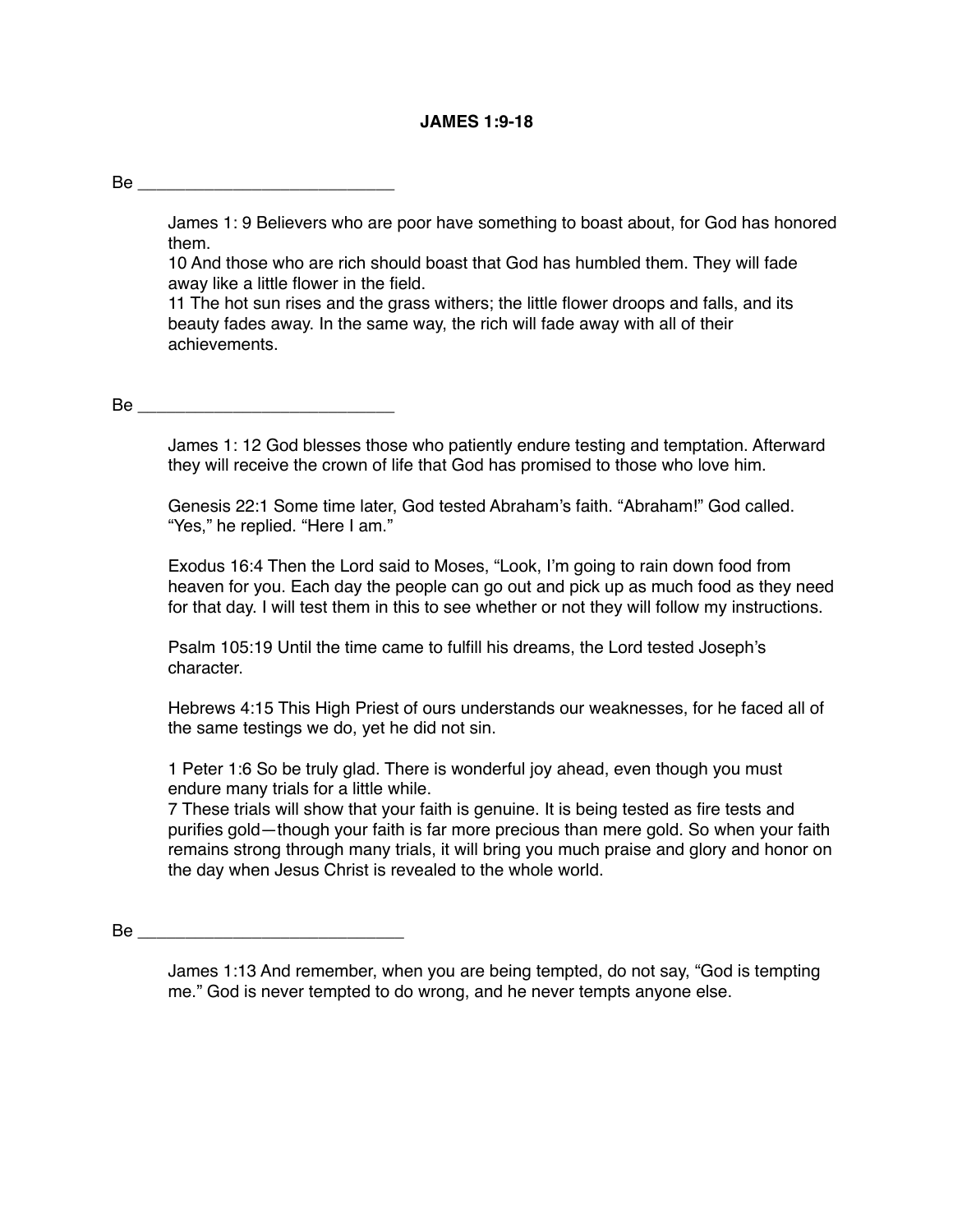# JAMES 1:9-18

Be ___________________________

James 1: 9 Believers who are poor have something to boast about, for God has honored them.
10 And those who are rich should boast that God has humbled them. They will fade away like a little flower in the field.
11 The hot sun rises and the grass withers; the little flower droops and falls, and its beauty fades away. In the same way, the rich will fade away with all of their achievements.

Be ___________________________

James 1: 12 God blesses those who patiently endure testing and temptation. Afterward they will receive the crown of life that God has promised to those who love him.

Genesis 22:1 Some time later, God tested Abraham's faith. "Abraham!" God called. "Yes," he replied. "Here I am."

Exodus 16:4 Then the Lord said to Moses, "Look, I'm going to rain down food from heaven for you. Each day the people can go out and pick up as much food as they need for that day. I will test them in this to see whether or not they will follow my instructions.

Psalm 105:19 Until the time came to fulfill his dreams, the Lord tested Joseph's character.

Hebrews 4:15 This High Priest of ours understands our weaknesses, for he faced all of the same testings we do, yet he did not sin.

1 Peter 1:6 So be truly glad. There is wonderful joy ahead, even though you must endure many trials for a little while.
7 These trials will show that your faith is genuine. It is being tested as fire tests and purifies gold—though your faith is far more precious than mere gold. So when your faith remains strong through many trials, it will bring you much praise and glory and honor on the day when Jesus Christ is revealed to the whole world.

Be ____________________________

James 1:13 And remember, when you are being tempted, do not say, "God is tempting me." God is never tempted to do wrong, and he never tempts anyone else.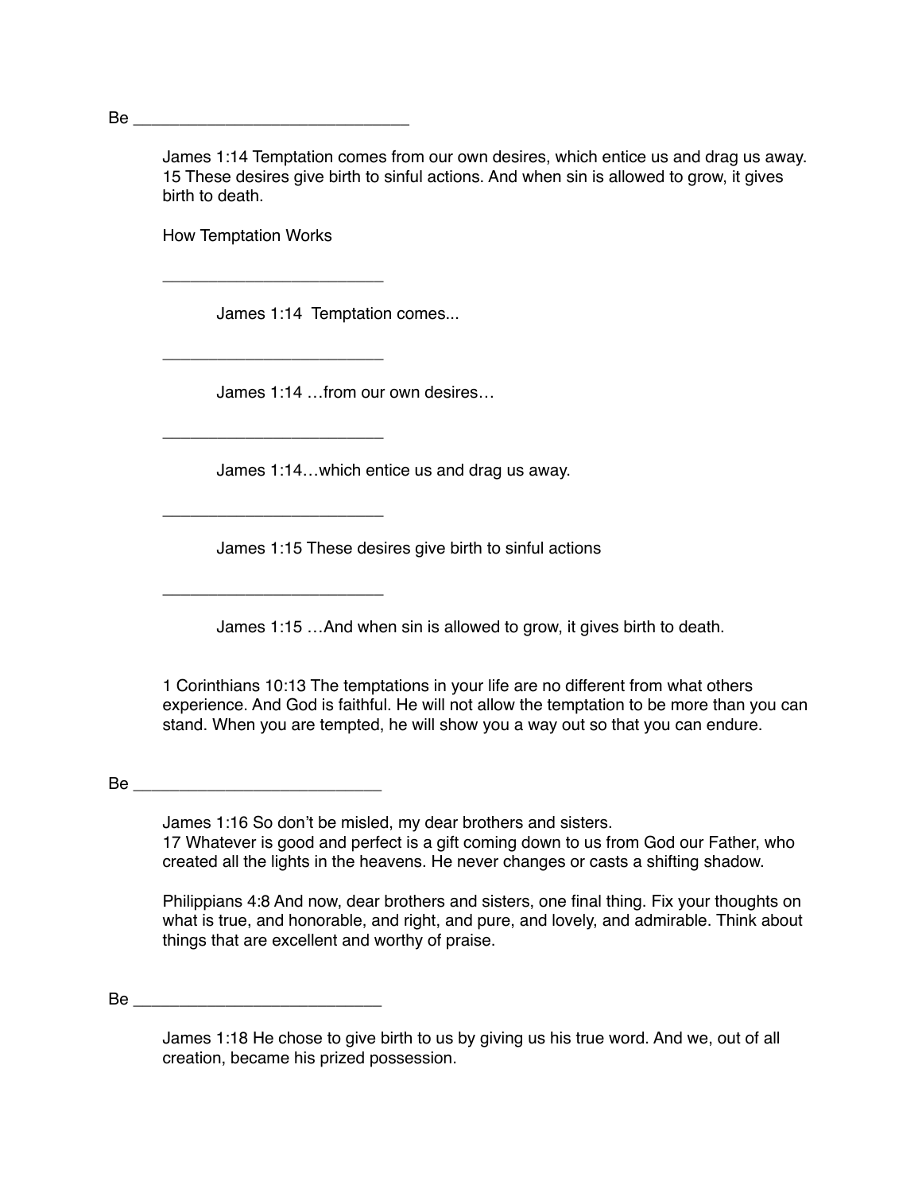Be ______________________________

James 1:14 Temptation comes from our own desires, which entice us and drag us away. 15 These desires give birth to sinful actions. And when sin is allowed to grow, it gives birth to death.

How Temptation Works

________________________

James 1:14  Temptation comes...

________________________

James 1:14 …from our own desires…

________________________

James 1:14…which entice us and drag us away.

________________________

James 1:15 These desires give birth to sinful actions

________________________

James 1:15 …And when sin is allowed to grow, it gives birth to death.

1 Corinthians 10:13 The temptations in your life are no different from what others experience. And God is faithful. He will not allow the temptation to be more than you can stand. When you are tempted, he will show you a way out so that you can endure.

Be ___________________________

James 1:16 So don't be misled, my dear brothers and sisters.
17 Whatever is good and perfect is a gift coming down to us from God our Father, who created all the lights in the heavens. He never changes or casts a shifting shadow.

Philippians 4:8 And now, dear brothers and sisters, one final thing. Fix your thoughts on what is true, and honorable, and right, and pure, and lovely, and admirable. Think about things that are excellent and worthy of praise.

Be ___________________________

James 1:18 He chose to give birth to us by giving us his true word. And we, out of all creation, became his prized possession.